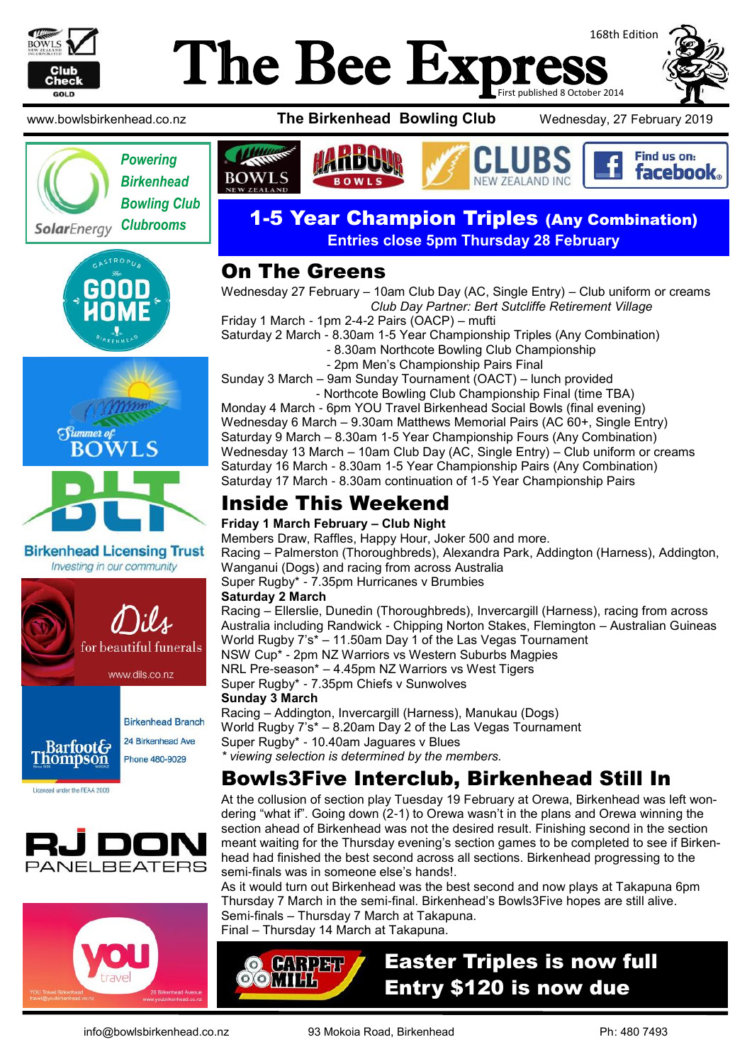# The Bee Express

168th Edition

First published 8 October 2014

www.bowlsbirkenhead.co.nz **The Birkenhead Bowling Club** Wednesday, 27 February 2019

Powering Birkenhead Bowling Club Clubrooms — SolarEnergy

## 1-5 Year Champion Triples (Any Combination)

**Entries close 5pm Thursday 28 February**

## On The Greens

Wednesday 27 February – 10am Club Day (AC, Single Entry) – Club uniform or creams

*Club Day Partner: Bert Sutcliffe Retirement Village*

Friday 1 March - 1pm 2-4-2 Pairs (OACP) – mufti

Saturday 2 March - 8.30am 1-5 Year Championship Triples (Any Combination)

- 8.30am Northcote Bowling Club Championship
- 2pm Men's Championship Pairs Final

Sunday 3 March – 9am Sunday Tournament (OACT) – lunch provided

- Northcote Bowling Club Championship Final (time TBA)

Monday 4 March - 6pm YOU Travel Birkenhead Social Bowls (final evening)

Wednesday 6 March – 9.30am Matthews Memorial Pairs (AC 60+, Single Entry)

Saturday 9 March – 8.30am 1-5 Year Championship Fours (Any Combination)

Wednesday 13 March – 10am Club Day (AC, Single Entry) – Club uniform or creams

Saturday 16 March - 8.30am 1-5 Year Championship Pairs (Any Combination)

Saturday 17 March - 8.30am continuation of 1-5 Year Championship Pairs

## Inside This Weekend

**Friday 1 March February – Club Night**

Members Draw, Raffles, Happy Hour, Joker 500 and more.

Racing – Palmerston (Thoroughbreds), Alexandra Park, Addington (Harness), Addington, Wanganui (Dogs) and racing from across Australia

Super Rugby* - 7.35pm Hurricanes v Brumbies

**Saturday 2 March**

Racing – Ellerslie, Dunedin (Thoroughbreds), Invercargill (Harness), racing from across Australia including Randwick - Chipping Norton Stakes, Flemington – Australian Guineas

World Rugby 7's* – 11.50am Day 1 of the Las Vegas Tournament

NSW Cup* - 2pm NZ Warriors vs Western Suburbs Magpies

NRL Pre-season* – 4.45pm NZ Warriors vs West Tigers

Super Rugby* - 7.35pm Chiefs v Sunwolves

**Sunday 3 March**

Racing – Addington, Invercargill (Harness), Manukau (Dogs)

World Rugby 7's* – 8.20am Day 2 of the Las Vegas Tournament

Super Rugby* - 10.40am Jaguares v Blues

*\* viewing selection is determined by the members.*

## Bowls3Five Interclub, Birkenhead Still In

At the collusion of section play Tuesday 19 February at Orewa, Birkenhead was left wondering "what if". Going down (2-1) to Orewa wasn't in the plans and Orewa winning the section ahead of Birkenhead was not the desired result. Finishing second in the section meant waiting for the Thursday evening's section games to be completed to see if Birkenhead had finished the best second across all sections. Birkenhead progressing to the semi-finals was in someone else's hands!.

As it would turn out Birkenhead was the best second and now plays at Takapuna 6pm Thursday 7 March in the semi-final. Birkenhead's Bowls3Five hopes are still alive.

Semi-finals – Thursday 7 March at Takapuna.

Final – Thursday 14 March at Takapuna.

**Easter Triples is now full**

**Entry $120 is now due**

Gastropub The Good Home Birkenhead

Summer of Bowls

Birkenhead Licensing Trust — Investing in our community

Dils — for beautiful funerals — www.dils.co.nz

Barfoot & Thompson — Birkenhead Branch — 24 Birkenhead Ave — Phone 480-9029 — Licensed under the REAA 2008

RJ DON PANELBEATERS

YOU travel — YOU Travel Birkenhead — 20 Birkenhead Avenue

info@bowlsbirkenhead.co.nz 93 Mokoia Road, Birkenhead Ph: 480 7493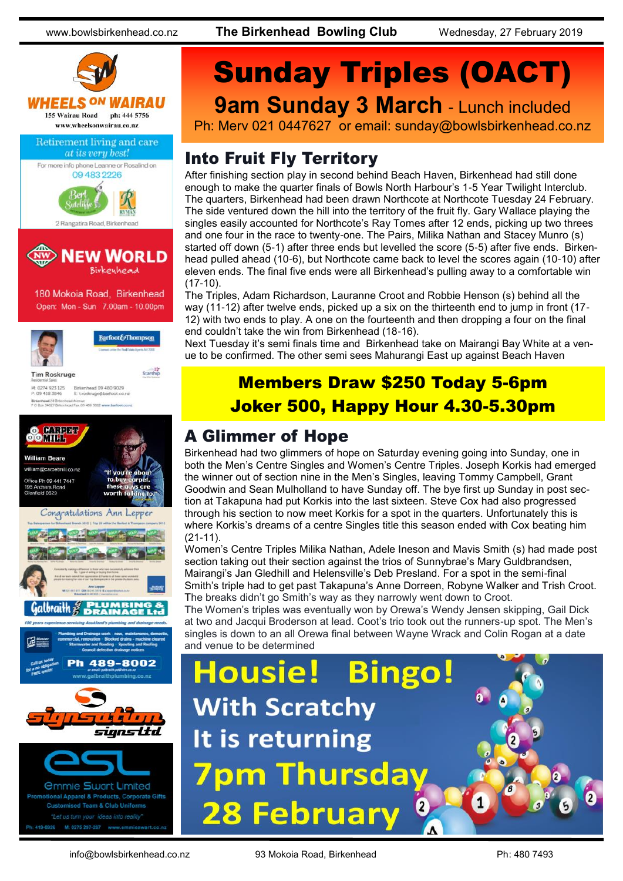# Sunday Triples (OACT)

## 9am Sunday 3 March - Lunch included

Ph: Merv 021 0447627 or email: sunday@bowlsbirkenhead.co.nz

## Into Fruit Fly Territory

After finishing section play in second behind Beach Haven, Birkenhead had still done enough to make the quarter finals of Bowls North Harbour's 1-5 Year Twilight Interclub. The quarters, Birkenhead had been drawn Northcote at Northcote Tuesday 24 February. The side ventured down the hill into the territory of the fruit fly. Gary Wallace playing the singles easily accounted for Northcote's Ray Tomes after 12 ends, picking up two threes and one four in the race to twenty-one. The Pairs, Milika Nathan and Stacey Munro (s) started off down (5-1) after three ends but levelled the score (5-5) after five ends. Birkenhead pulled ahead (10-6), but Northcote came back to level the scores again (10-10) after eleven ends. The final five ends were all Birkenhead's pulling away to a comfortable win (17-10).

The Triples, Adam Richardson, Lauranne Croot and Robbie Henson (s) behind all the way (11-12) after twelve ends, picked up a six on the thirteenth end to jump in front (17-12) with two ends to play. A one on the fourteenth and then dropping a four on the final end couldn't take the win from Birkenhead (18-16).

Next Tuesday it's semi finals time and Birkenhead take on Mairangi Bay White at a venue to be confirmed. The other semi sees Mahurangi East up against Beach Haven

**Members Draw $250 Today 5-6pm**
**Joker 500, Happy Hour 4.30-5.30pm**

## A Glimmer of Hope

Birkenhead had two glimmers of hope on Saturday evening going into Sunday, one in both the Men's Centre Singles and Women's Centre Triples. Joseph Korkis had emerged the winner out of section nine in the Men's Singles, leaving Tommy Campbell, Grant Goodwin and Sean Mulholland to have Sunday off. The bye first up Sunday in post section at Takapuna had put Korkis into the last sixteen. Steve Cox had also progressed through his section to now meet Korkis for a spot in the quarters. Unfortunately this is where Korkis's dreams of a centre Singles title this season ended with Cox beating him (21-11).

Women's Centre Triples Milika Nathan, Adele Ineson and Mavis Smith (s) had made post section taking out their section against the trios of Sunnybrae's Mary Guldbrandsen, Mairangi's Jan Gledhill and Helensville's Deb Presland. For a spot in the semi-final Smith's triple had to get past Takapuna's Anne Dorreen, Robyne Walker and Trish Croot. The breaks didn't go Smith's way as they narrowly went down to Croot.

The Women's triples was eventually won by Orewa's Wendy Jensen skipping, Gail Dick at two and Jacqui Broderson at lead. Coot's trio took out the runners-up spot. The Men's singles is down to an all Orewa final between Wayne Wrack and Colin Rogan at a date and venue to be determined

**Housie! Bingo!**
**With Scratchy**
**It is returning**
**7pm Thursday**
**28 February**

---

**WHEELS ON WAIRAU** — 155 Wairau Road, ph: 444 5756, www.wheelsonwairau.co.nz

Retirement living and care at its very best! For more info phone Leanne or Rosalind on 09 483 2226. Bert Sutcliffe, Ryman Healthcare. 2 Rangatira Road, Birkenhead

**NEW WORLD** Birkenhead — 180 Mokoia Road, Birkenhead. Open: Mon - Sun 7.00am - 10.00pm

Barfoot & Thompson — Tim Roskruge, Residential Sales. M: 0274 923 125, P: 09 418 3846, Birkenhead 09 480 9029, E: t.roskruge@barfoot.co.nz

**CARPET MILL** — William Beare, william@carpetmill.co.nz, Office Ph 09 441 7447, 195 Archers Road, Glenfield 0629. "If you're about to buy carpet, these guys are worth talking to!"

Congratulations Ann Lepper

**Galbraith PLUMBING & DRAINAGE Ltd** — Ph 489-8002, www.galbraithplumbing.co.nz

**signsation** signs ltd

**esl** — Emmie Swart Limited. Promotional Apparel & Products, Corporate Gifts. Customised Team & Club Uniforms. "Let us turn your ideas into reality". Ph: 419-0926, M: 0275 297-257, www.emmieswart.co.nz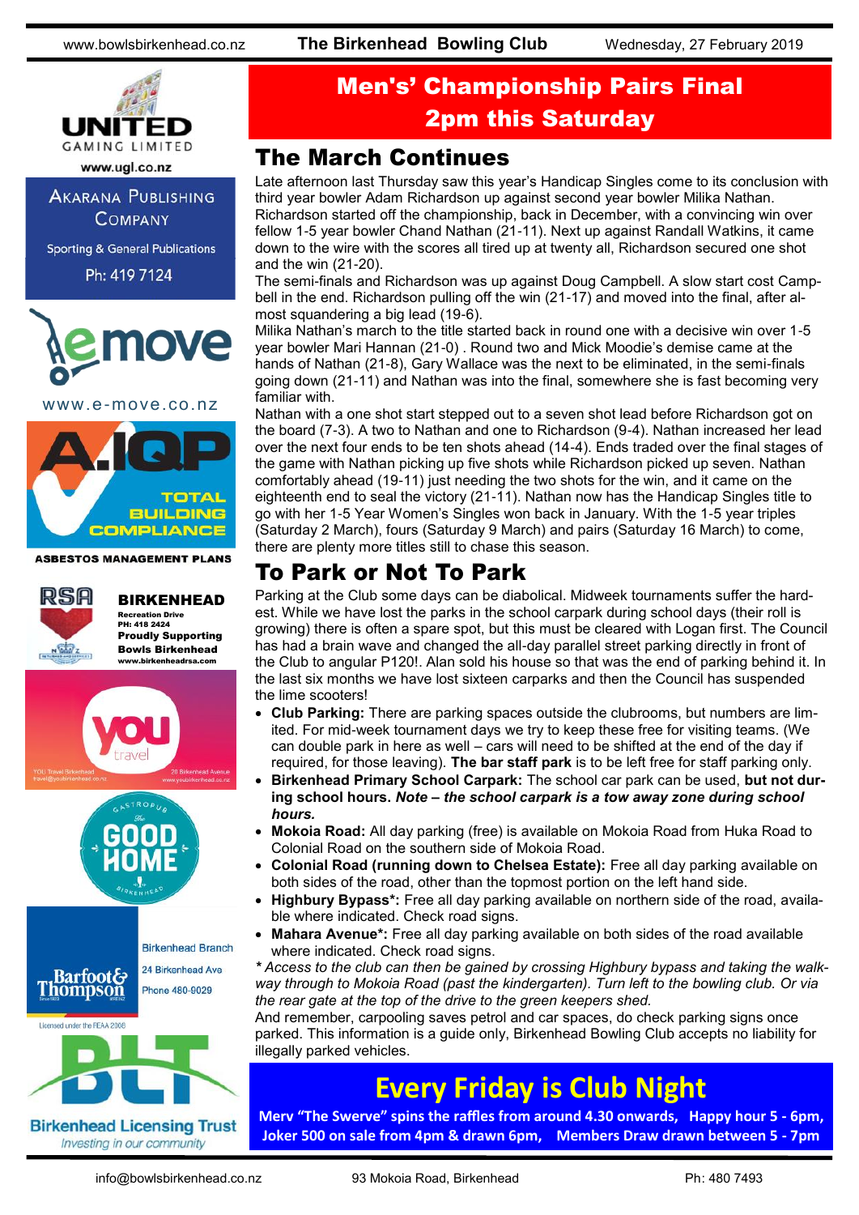## Men's' Championship Pairs Final 2pm this Saturday

## The March Continues

Late afternoon last Thursday saw this year's Handicap Singles come to its conclusion with third year bowler Adam Richardson up against second year bowler Milika Nathan. Richardson started off the championship, back in December, with a convincing win over fellow 1-5 year bowler Chand Nathan (21-11). Next up against Randall Watkins, it came down to the wire with the scores all tired up at twenty all, Richardson secured one shot and the win (21-20).

The semi-finals and Richardson was up against Doug Campbell. A slow start cost Campbell in the end. Richardson pulling off the win (21-17) and moved into the final, after almost squandering a big lead (19-6).

Milika Nathan's march to the title started back in round one with a decisive win over 1-5 year bowler Mari Hannan (21-0) . Round two and Mick Moodie's demise came at the hands of Nathan (21-8), Gary Wallace was the next to be eliminated, in the semi-finals going down (21-11) and Nathan was into the final, somewhere she is fast becoming very familiar with.

Nathan with a one shot start stepped out to a seven shot lead before Richardson got on the board (7-3). A two to Nathan and one to Richardson (9-4). Nathan increased her lead over the next four ends to be ten shots ahead (14-4). Ends traded over the final stages of the game with Nathan picking up five shots while Richardson picked up seven. Nathan comfortably ahead (19-11) just needing the two shots for the win, and it came on the eighteenth end to seal the victory (21-11). Nathan now has the Handicap Singles title to go with her 1-5 Year Women's Singles won back in January. With the 1-5 year triples (Saturday 2 March), fours (Saturday 9 March) and pairs (Saturday 16 March) to come, there are plenty more titles still to chase this season.

## To Park or Not To Park

Parking at the Club some days can be diabolical. Midweek tournaments suffer the hardest. While we have lost the parks in the school carpark during school days (their roll is growing) there is often a spare spot, but this must be cleared with Logan first. The Council has had a brain wave and changed the all-day parallel street parking directly in front of the Club to angular P120!. Alan sold his house so that was the end of parking behind it. In the last six months we have lost sixteen carparks and then the Council has suspended the lime scooters!

- **Club Parking:** There are parking spaces outside the clubrooms, but numbers are limited. For mid-week tournament days we try to keep these free for visiting teams. (We can double park in here as well – cars will need to be shifted at the end of the day if required, for those leaving). **The bar staff park** is to be left free for staff parking only.
- **Birkenhead Primary School Carpark:** The school car park can be used, **but not during school hours.** ***Note – the school carpark is a tow away zone during school hours.***
- **Mokoia Road:** All day parking (free) is available on Mokoia Road from Huka Road to Colonial Road on the southern side of Mokoia Road.
- **Colonial Road (running down to Chelsea Estate):** Free all day parking available on both sides of the road, other than the topmost portion on the left hand side.
- **Highbury Bypass*:** Free all day parking available on northern side of the road, available where indicated. Check road signs.
- **Mahara Avenue*:** Free all day parking available on both sides of the road available where indicated. Check road signs.

*\* Access to the club can then be gained by crossing Highbury bypass and taking the walkway through to Mokoia Road (past the kindergarten). Turn left to the bowling club. Or via the rear gate at the top of the drive to the green keepers shed.*

And remember, carpooling saves petrol and car spaces, do check parking signs once parked. This information is a guide only, Birkenhead Bowling Club accepts no liability for illegally parked vehicles.

## Every Friday is Club Night

**Merv "The Swerve" spins the raffles from around 4.30 onwards, Happy hour 5 - 6pm, Joker 500 on sale from 4pm & drawn 6pm, Members Draw drawn between 5 - 7pm**

UNITED GAMING LIMITED
www.ugl.co.nz

AKARANA PUBLISHING COMPANY
Sporting & General Publications
Ph: 419 7124

emove
www.e-move.co.nz

A.IQP TOTAL BUILDING COMPLIANCE
ASBESTOS MANAGEMENT PLANS

RSA BIRKENHEAD
Recreation Drive
PH: 418 2424
Proudly Supporting Bowls Birkenhead
www.birkenheadrsa.com

you travel
YOU Travel Birkenhead travel@youbirkenhead.co.nz
20 Birkenhead Avenue www.youbirkenhead.co.nz

Gastropub The GOOD HOME Birkenhead

Barfoot & Thompson
Birkenhead Branch
24 Birkenhead Ave
Phone 480-9029
Licensed under the REAA 2008

BLT
Birkenhead Licensing Trust
Investing in our community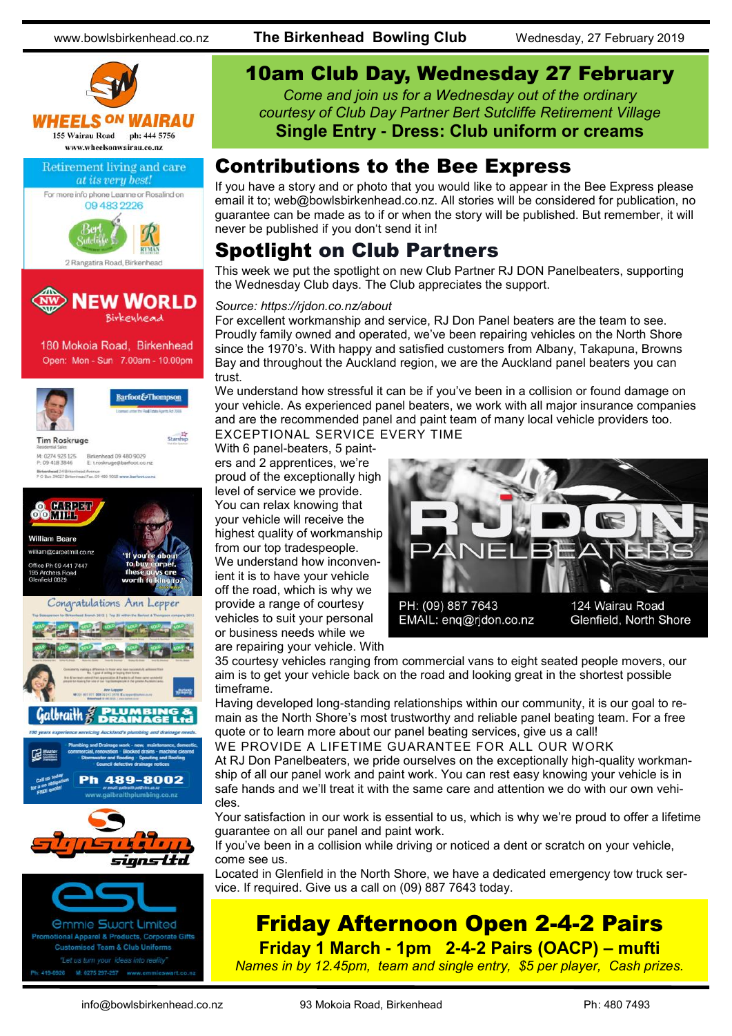# 10am Club Day, Wednesday 27 February

*Come and join us for a Wednesday out of the ordinary courtesy of Club Day Partner Bert Sutcliffe Retirement Village*

**Single Entry - Dress: Club uniform or creams**

## Contributions to the Bee Express

If you have a story and or photo that you would like to appear in the Bee Express please email it to; web@bowlsbirkenhead.co.nz. All stories will be considered for publication, no guarantee can be made as to if or when the story will be published. But remember, it will never be published if you don't send it in!

## Spotlight on Club Partners

This week we put the spotlight on new Club Partner RJ DON Panelbeaters, supporting the Wednesday Club days. The Club appreciates the support.

*Source: https://rjdon.co.nz/about*

For excellent workmanship and service, RJ Don Panel beaters are the team to see. Proudly family owned and operated, we've been repairing vehicles on the North Shore since the 1970's. With happy and satisfied customers from Albany, Takapuna, Browns Bay and throughout the Auckland region, we are the Auckland panel beaters you can trust.

We understand how stressful it can be if you've been in a collision or found damage on your vehicle. As experienced panel beaters, we work with all major insurance companies and are the recommended panel and paint team of many local vehicle providers too.

EXCEPTIONAL SERVICE EVERY TIME

With 6 panel-beaters, 5 painters and 2 apprentices, we're proud of the exceptionally high level of service we provide. You can relax knowing that your vehicle will receive the highest quality of workmanship from our top tradespeople. We understand how inconvenient it is to have your vehicle off the road, which is why we provide a range of courtesy vehicles to suit your personal or business needs while we are repairing your vehicle. With 35 courtesy vehicles ranging from commercial vans to eight seated people movers, our aim is to get your vehicle back on the road and looking great in the shortest possible timeframe.

RJ DON PANELBEATERS
PH: (09) 887 7643
EMAIL: enq@rjdon.co.nz
124 Wairau Road
Glenfield, North Shore

Having developed long-standing relationships within our community, it is our goal to remain as the North Shore's most trustworthy and reliable panel beating team. For a free quote or to learn more about our panel beating services, give us a call!

WE PROVIDE A LIFETIME GUARANTEE FOR ALL OUR WORK

At RJ Don Panelbeaters, we pride ourselves on the exceptionally high-quality workmanship of all our panel work and paint work. You can rest easy knowing your vehicle is in safe hands and we'll treat it with the same care and attention we do with our own vehicles.

Your satisfaction in our work is essential to us, which is why we're proud to offer a lifetime guarantee on all our panel and paint work.

If you've been in a collision while driving or noticed a dent or scratch on your vehicle, come see us.

Located in Glenfield in the North Shore, we have a dedicated emergency tow truck service. If required. Give us a call on (09) 887 7643 today.

# Friday Afternoon Open 2-4-2 Pairs

**Friday 1 March - 1pm 2-4-2 Pairs (OACP) – mufti**

*Names in by 12.45pm, team and single entry, $5 per player, Cash prizes.*

WHEELS ON WAIRAU
155 Wairau Road ph: 444 5756
www.wheelsonwairau.co.nz

Retirement living and care *at its very best!*
For more info phone Leanne or Rosalind on 09 483 2226
Bert Sutcliffe — RYMAN
2 Rangatira Road, Birkenhead

NEW WORLD Birkenhead
180 Mokoia Road, Birkenhead
Open: Mon - Sun 7.00am - 10.00pm

Barfoot&Thompson
Tim Roskruge
Residential Sales
M: 0274 923 125 Birkenhead 09 480 9029
P: 09 418 3846 E: t.roskruge@barfoot.co.nz

CARPET MILL
William Beare
william@carpetmill.co.nz
Office Ph 09 441 7447
195 Archers Road
Glenfield 0629
"If you're about to buy carpet, these guys are worth talking to!"

Congratulations Ann Lepper

Galbraith PLUMBING & DRAINAGE Ltd
100 years experience servicing Auckland's plumbing and drainage needs.
Plumbing and Drainage work - new, maintenance, domestic, commercial, renovation - Blocked drains - machine cleared - Stormwater and flooding - Spouting and Roofing - Council defective drainage notices
Call us today for a no obligation FREE quote!
Ph 489-8002
www.galbraithplumbing.co.nz

signsation signs Ltd

esl
Emmie Swart Limited
Promotional Apparel & Products, Corporate Gifts
Customised Team & Club Uniforms
"Let us turn your ideas into reality"
Ph: 419-0926 M: 0275 297-257 www.emmieswart.co.nz